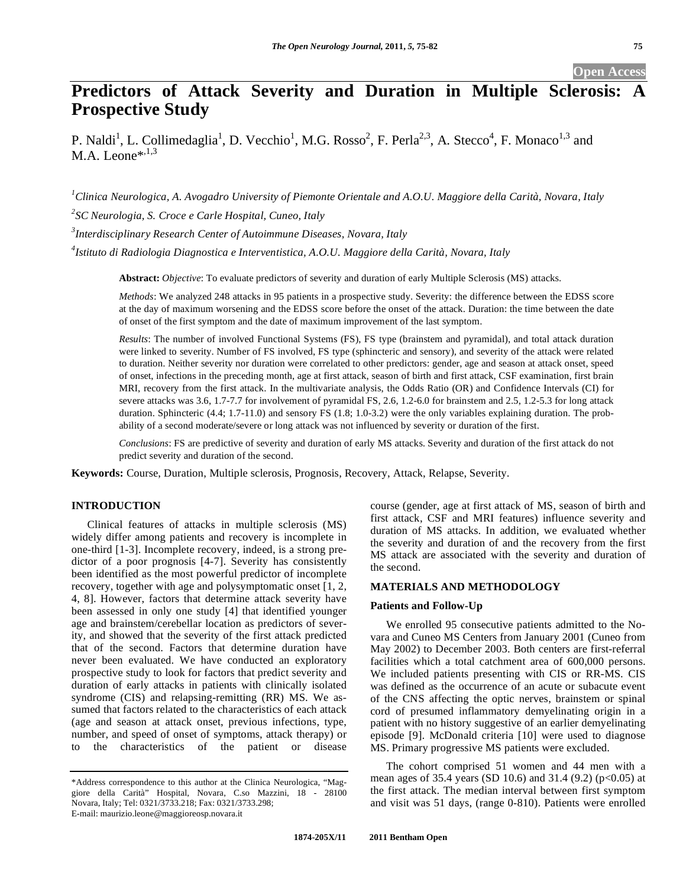Open Access

# Predictors of Attack Severity and Duration in Multiple Sclerosis: A Prospective Study

P. Naldi[1], L. Collimedaglia[1], D. Vecchio[1], M.G. Rosso[2], F. Perla[2,3], A. Stecco[4], F. Monaco[1,3] and M.A. Leone*[,1,3]

[1]*Clinica Neurologica, A. Avogadro University of Piemonte Orientale and A.O.U. Maggiore della Carità, Novara, Italy*

[2]*SC Neurologia, S. Croce e Carle Hospital, Cuneo, Italy*

[3]*Interdisciplinary Research Center of Autoimmune Diseases, Novara, Italy*

[4]*Istituto di Radiologia Diagnostica e Interventistica, A.O.U. Maggiore della Carità, Novara, Italy*

**Abstract:** *Objective*: To evaluate predictors of severity and duration of early Multiple Sclerosis (MS) attacks.

*Methods*: We analyzed 248 attacks in 95 patients in a prospective study. Severity: the difference between the EDSS score at the day of maximum worsening and the EDSS score before the onset of the attack. Duration: the time between the date of onset of the first symptom and the date of maximum improvement of the last symptom.

*Results*: The number of involved Functional Systems (FS), FS type (brainstem and pyramidal), and total attack duration were linked to severity. Number of FS involved, FS type (sphincteric and sensory), and severity of the attack were related to duration. Neither severity nor duration were correlated to other predictors: gender, age and season at attack onset, speed of onset, infections in the preceding month, age at first attack, season of birth and first attack, CSF examination, first brain MRI, recovery from the first attack. In the multivariate analysis, the Odds Ratio (OR) and Confidence Intervals (CI) for severe attacks was 3.6, 1.7-7.7 for involvement of pyramidal FS, 2.6, 1.2-6.0 for brainstem and 2.5, 1.2-5.3 for long attack duration. Sphincteric (4.4; 1.7-11.0) and sensory FS (1.8; 1.0-3.2) were the only variables explaining duration. The probability of a second moderate/severe or long attack was not influenced by severity or duration of the first.

*Conclusions*: FS are predictive of severity and duration of early MS attacks. Severity and duration of the first attack do not predict severity and duration of the second.

**Keywords:** Course, Duration, Multiple sclerosis, Prognosis, Recovery, Attack, Relapse, Severity.

## INTRODUCTION

Clinical features of attacks in multiple sclerosis (MS) widely differ among patients and recovery is incomplete in one-third [1-3]. Incomplete recovery, indeed, is a strong predictor of a poor prognosis [4-7]. Severity has consistently been identified as the most powerful predictor of incomplete recovery, together with age and polysymptomatic onset [1, 2, 4, 8]. However, factors that determine attack severity have been assessed in only one study [4] that identified younger age and brainstem/cerebellar location as predictors of severity, and showed that the severity of the first attack predicted that of the second. Factors that determine duration have never been evaluated. We have conducted an exploratory prospective study to look for factors that predict severity and duration of early attacks in patients with clinically isolated syndrome (CIS) and relapsing-remitting (RR) MS. We assumed that factors related to the characteristics of each attack (age and season at attack onset, previous infections, type, number, and speed of onset of symptoms, attack therapy) or to the characteristics of the patient or disease course (gender, age at first attack of MS, season of birth and first attack, CSF and MRI features) influence severity and duration of MS attacks. In addition, we evaluated whether the severity and duration of and the recovery from the first MS attack are associated with the severity and duration of the second.

## MATERIALS AND METHODOLOGY

### Patients and Follow-Up

We enrolled 95 consecutive patients admitted to the Novara and Cuneo MS Centers from January 2001 (Cuneo from May 2002) to December 2003. Both centers are first-referral facilities which a total catchment area of 600,000 persons. We included patients presenting with CIS or RR-MS. CIS was defined as the occurrence of an acute or subacute event of the CNS affecting the optic nerves, brainstem or spinal cord of presumed inflammatory demyelinating origin in a patient with no history suggestive of an earlier demyelinating episode [9]. McDonald criteria [10] were used to diagnose MS. Primary progressive MS patients were excluded.

The cohort comprised 51 women and 44 men with a mean ages of 35.4 years (SD 10.6) and 31.4 (9.2) ($p<0.05$) at the first attack. The median interval between first symptom and visit was 51 days, (range 0-810). Patients were enrolled

*Address correspondence to this author at the Clinica Neurologica, "Maggiore della Carità" Hospital, Novara, C.so Mazzini, 18 - 28100 Novara, Italy; Tel: 0321/3733.218; Fax: 0321/3733.298; E-mail: maurizio.leone@maggioreosp.novara.it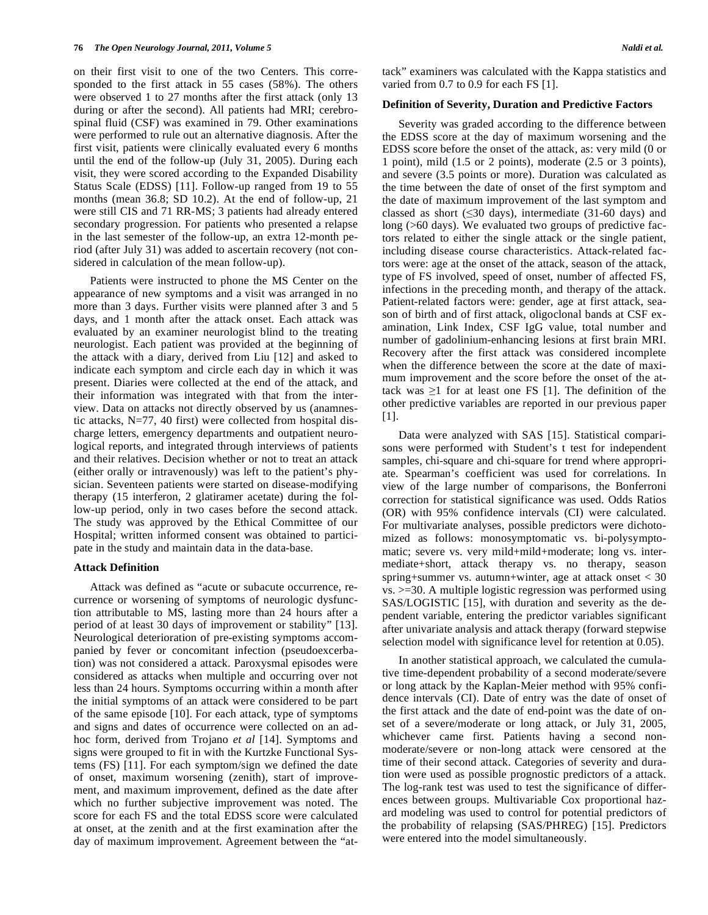on their first visit to one of the two Centers. This corresponded to the first attack in 55 cases (58%). The others were observed 1 to 27 months after the first attack (only 13 during or after the second). All patients had MRI; cerebrospinal fluid (CSF) was examined in 79. Other examinations were performed to rule out an alternative diagnosis. After the first visit, patients were clinically evaluated every 6 months until the end of the follow-up (July 31, 2005). During each visit, they were scored according to the Expanded Disability Status Scale (EDSS) [11]. Follow-up ranged from 19 to 55 months (mean 36.8; SD 10.2). At the end of follow-up, 21 were still CIS and 71 RR-MS; 3 patients had already entered secondary progression. For patients who presented a relapse in the last semester of the follow-up, an extra 12-month period (after July 31) was added to ascertain recovery (not considered in calculation of the mean follow-up).

Patients were instructed to phone the MS Center on the appearance of new symptoms and a visit was arranged in no more than 3 days. Further visits were planned after 3 and 5 days, and 1 month after the attack onset. Each attack was evaluated by an examiner neurologist blind to the treating neurologist. Each patient was provided at the beginning of the attack with a diary, derived from Liu [12] and asked to indicate each symptom and circle each day in which it was present. Diaries were collected at the end of the attack, and their information was integrated with that from the interview. Data on attacks not directly observed by us (anamnestic attacks, N=77, 40 first) were collected from hospital discharge letters, emergency departments and outpatient neurological reports, and integrated through interviews of patients and their relatives. Decision whether or not to treat an attack (either orally or intravenously) was left to the patient's physician. Seventeen patients were started on disease-modifying therapy (15 interferon, 2 glatiramer acetate) during the follow-up period, only in two cases before the second attack. The study was approved by the Ethical Committee of our Hospital; written informed consent was obtained to participate in the study and maintain data in the data-base.

### Attack Definition

Attack was defined as "acute or subacute occurrence, recurrence or worsening of symptoms of neurologic dysfunction attributable to MS, lasting more than 24 hours after a period of at least 30 days of improvement or stability" [13]. Neurological deterioration of pre-existing symptoms accompanied by fever or concomitant infection (pseudoexcerbation) was not considered a attack. Paroxysmal episodes were considered as attacks when multiple and occurring over not less than 24 hours. Symptoms occurring within a month after the initial symptoms of an attack were considered to be part of the same episode [10]. For each attack, type of symptoms and signs and dates of occurrence were collected on an ad-hoc form, derived from Trojano *et al* [14]. Symptoms and signs were grouped to fit in with the Kurtzke Functional Systems (FS) [11]. For each symptom/sign we defined the date of onset, maximum worsening (zenith), start of improvement, and maximum improvement, defined as the date after which no further subjective improvement was noted. The score for each FS and the total EDSS score were calculated at onset, at the zenith and at the first examination after the day of maximum improvement. Agreement between the "attack" examiners was calculated with the Kappa statistics and varied from 0.7 to 0.9 for each FS [1].

### Definition of Severity, Duration and Predictive Factors

Severity was graded according to the difference between the EDSS score at the day of maximum worsening and the EDSS score before the onset of the attack, as: very mild (0 or 1 point), mild (1.5 or 2 points), moderate (2.5 or 3 points), and severe (3.5 points or more). Duration was calculated as the time between the date of onset of the first symptom and the date of maximum improvement of the last symptom and classed as short ($\leq$30 days), intermediate (31-60 days) and long (>60 days). We evaluated two groups of predictive factors related to either the single attack or the single patient, including disease course characteristics. Attack-related factors were: age at the onset of the attack, season of the attack, type of FS involved, speed of onset, number of affected FS, infections in the preceding month, and therapy of the attack. Patient-related factors were: gender, age at first attack, season of birth and of first attack, oligoclonal bands at CSF examination, Link Index, CSF IgG value, total number and number of gadolinium-enhancing lesions at first brain MRI. Recovery after the first attack was considered incomplete when the difference between the score at the date of maximum improvement and the score before the onset of the attack was $\geq$1 for at least one FS [1]. The definition of the other predictive variables are reported in our previous paper [1].

Data were analyzed with SAS [15]. Statistical comparisons were performed with Student's t test for independent samples, chi-square and chi-square for trend where appropriate. Spearman's coefficient was used for correlations. In view of the large number of comparisons, the Bonferroni correction for statistical significance was used. Odds Ratios (OR) with 95% confidence intervals (CI) were calculated. For multivariate analyses, possible predictors were dichotomized as follows: monosymptomatic vs. bi-polysymptomatic; severe vs. very mild+mild+moderate; long vs. intermediate+short, attack therapy vs. no therapy, season spring+summer vs. autumn+winter, age at attack onset < 30 vs. >=30. A multiple logistic regression was performed using SAS/LOGISTIC [15], with duration and severity as the dependent variable, entering the predictor variables significant after univariate analysis and attack therapy (forward stepwise selection model with significance level for retention at 0.05).

In another statistical approach, we calculated the cumulative time-dependent probability of a second moderate/severe or long attack by the Kaplan-Meier method with 95% confidence intervals (CI). Date of entry was the date of onset of the first attack and the date of end-point was the date of onset of a severe/moderate or long attack, or July 31, 2005, whichever came first. Patients having a second non-moderate/severe or non-long attack were censored at the time of their second attack. Categories of severity and duration were used as possible prognostic predictors of a attack. The log-rank test was used to test the significance of differences between groups. Multivariable Cox proportional hazard modeling was used to control for potential predictors of the probability of relapsing (SAS/PHREG) [15]. Predictors were entered into the model simultaneously.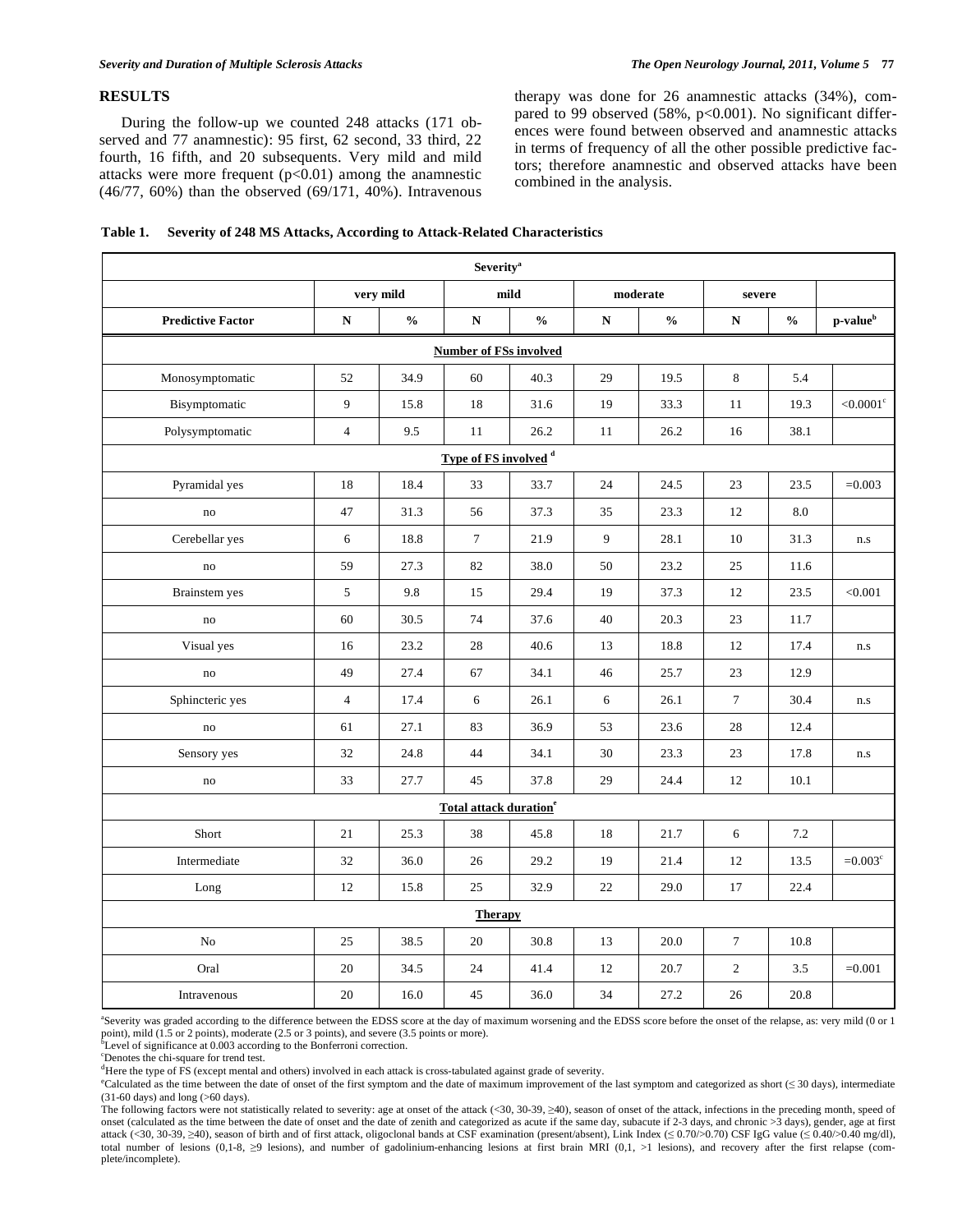## RESULTS

During the follow-up we counted 248 attacks (171 observed and 77 anamnestic): 95 first, 62 second, 33 third, 22 fourth, 16 fifth, and 20 subsequents. Very mild and mild attacks were more frequent ($p<0.01$) among the anamnestic (46/77, 60%) than the observed (69/171, 40%). Intravenous therapy was done for 26 anamnestic attacks (34%), compared to 99 observed (58%, $p<0.001$). No significant differences were found between observed and anamnestic attacks in terms of frequency of all the other possible predictive factors; therefore anamnestic and observed attacks have been combined in the analysis.

**Table 1. Severity of 248 MS Attacks, According to Attack-Related Characteristics**

| | Severity[a] | | | | | | | | |
|---|---|---|---|---|---|---|---|---|---|
| | very mild | | mild | | moderate | | severe | | |
| **Predictive Factor** | **N** | **%** | **N** | **%** | **N** | **%** | **N** | **%** | **p-value[b]** |
| **Number of FSs involved** | | | | | | | | | |
| Monosymptomatic | 52 | 34.9 | 60 | 40.3 | 29 | 19.5 | 8 | 5.4 | |
| Bisymptomatic | 9 | 15.8 | 18 | 31.6 | 19 | 33.3 | 11 | 19.3 | <0.0001[c] |
| Polysymptomatic | 4 | 9.5 | 11 | 26.2 | 11 | 26.2 | 16 | 38.1 | |
| **Type of FS involved [d]** | | | | | | | | | |
| Pyramidal yes | 18 | 18.4 | 33 | 33.7 | 24 | 24.5 | 23 | 23.5 | =0.003 |
| no | 47 | 31.3 | 56 | 37.3 | 35 | 23.3 | 12 | 8.0 | |
| Cerebellar yes | 6 | 18.8 | 7 | 21.9 | 9 | 28.1 | 10 | 31.3 | n.s |
| no | 59 | 27.3 | 82 | 38.0 | 50 | 23.2 | 25 | 11.6 | |
| Brainstem yes | 5 | 9.8 | 15 | 29.4 | 19 | 37.3 | 12 | 23.5 | <0.001 |
| no | 60 | 30.5 | 74 | 37.6 | 40 | 20.3 | 23 | 11.7 | |
| Visual yes | 16 | 23.2 | 28 | 40.6 | 13 | 18.8 | 12 | 17.4 | n.s |
| no | 49 | 27.4 | 67 | 34.1 | 46 | 25.7 | 23 | 12.9 | |
| Sphincteric yes | 4 | 17.4 | 6 | 26.1 | 6 | 26.1 | 7 | 30.4 | n.s |
| no | 61 | 27.1 | 83 | 36.9 | 53 | 23.6 | 28 | 12.4 | |
| Sensory yes | 32 | 24.8 | 44 | 34.1 | 30 | 23.3 | 23 | 17.8 | n.s |
| no | 33 | 27.7 | 45 | 37.8 | 29 | 24.4 | 12 | 10.1 | |
| **Total attack duration[e]** | | | | | | | | | |
| Short | 21 | 25.3 | 38 | 45.8 | 18 | 21.7 | 6 | 7.2 | |
| Intermediate | 32 | 36.0 | 26 | 29.2 | 19 | 21.4 | 12 | 13.5 | =0.003[c] |
| Long | 12 | 15.8 | 25 | 32.9 | 22 | 29.0 | 17 | 22.4 | |
| **Therapy** | | | | | | | | | |
| No | 25 | 38.5 | 20 | 30.8 | 13 | 20.0 | 7 | 10.8 | |
| Oral | 20 | 34.5 | 24 | 41.4 | 12 | 20.7 | 2 | 3.5 | =0.001 |
| Intravenous | 20 | 16.0 | 45 | 36.0 | 34 | 27.2 | 26 | 20.8 | |

[a]Severity was graded according to the difference between the EDSS score at the day of maximum worsening and the EDSS score before the onset of the relapse, as: very mild (0 or 1 point), mild (1.5 or 2 points), moderate (2.5 or 3 points), and severe (3.5 points or more).
[b]Level of significance at 0.003 according to the Bonferroni correction.
[c]Denotes the chi-square for trend test.
[d]Here the type of FS (except mental and others) involved in each attack is cross-tabulated against grade of severity.
[e]Calculated as the time between the date of onset of the first symptom and the date of maximum improvement of the last symptom and categorized as short (≤ 30 days), intermediate (31-60 days) and long (>60 days).
The following factors were not statistically related to severity: age at onset of the attack (<30, 30-39, ≥40), season of onset of the attack, infections in the preceding month, speed of onset (calculated as the time between the date of onset and the date of zenith and categorized as acute if the same day, subacute if 2-3 days, and chronic >3 days), gender, age at first attack (<30, 30-39, ≥40), season of birth and of first attack, oligoclonal bands at CSF examination (present/absent), Link Index (≤ 0.70/>0.70) CSF IgG value (≤ 0.40/>0.40 mg/dl), total number of lesions (0,1-8, ≥9 lesions), and number of gadolinium-enhancing lesions at first brain MRI (0,1, >1 lesions), and recovery after the first relapse (complete/incomplete).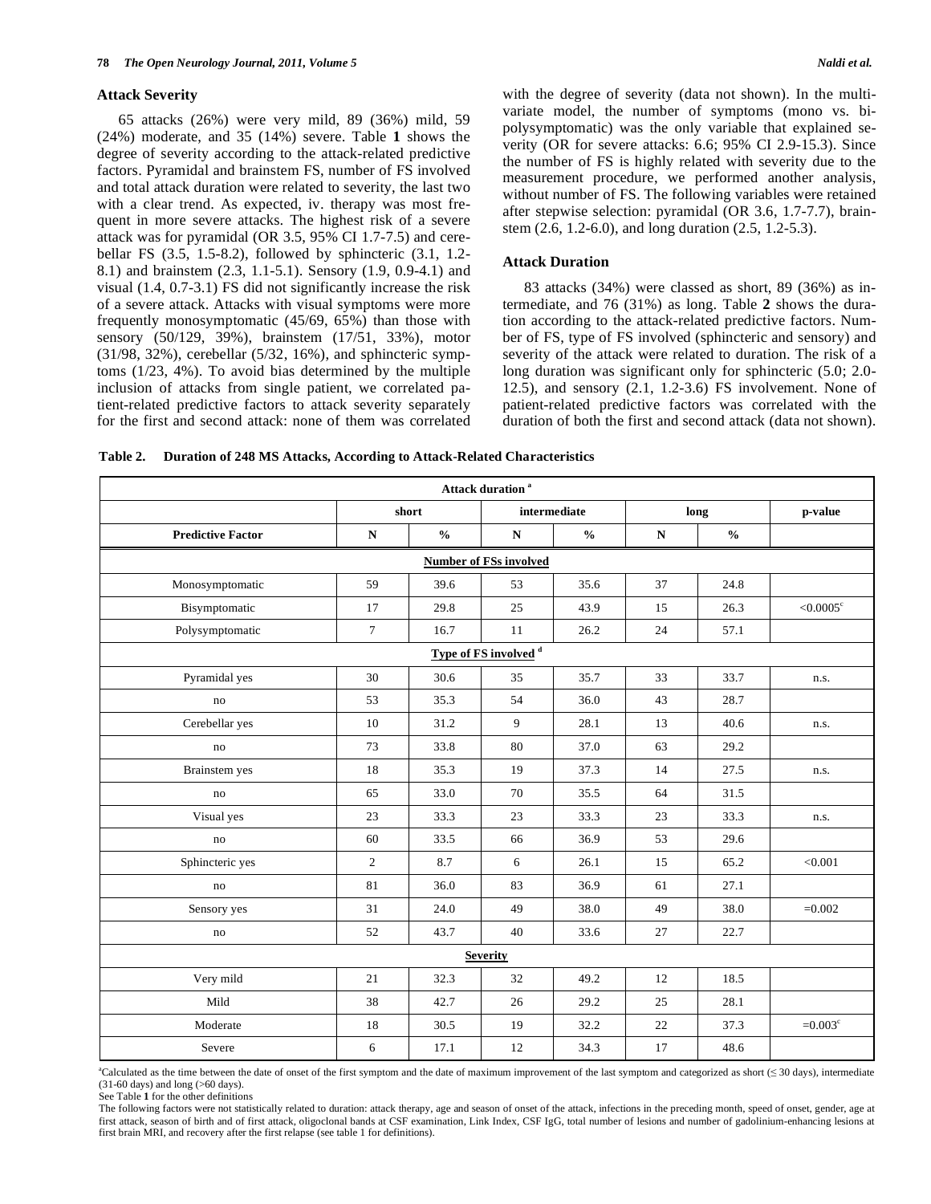### Attack Severity

65 attacks (26%) were very mild, 89 (36%) mild, 59 (24%) moderate, and 35 (14%) severe. Table **1** shows the degree of severity according to the attack-related predictive factors. Pyramidal and brainstem FS, number of FS involved and total attack duration were related to severity, the last two with a clear trend. As expected, iv. therapy was most frequent in more severe attacks. The highest risk of a severe attack was for pyramidal (OR 3.5, 95% CI 1.7-7.5) and cerebellar FS (3.5, 1.5-8.2), followed by sphincteric (3.1, 1.2-8.1) and brainstem (2.3, 1.1-5.1). Sensory (1.9, 0.9-4.1) and visual (1.4, 0.7-3.1) FS did not significantly increase the risk of a severe attack. Attacks with visual symptoms were more frequently monosymptomatic (45/69, 65%) than those with sensory (50/129, 39%), brainstem (17/51, 33%), motor (31/98, 32%), cerebellar (5/32, 16%), and sphincteric symptoms (1/23, 4%). To avoid bias determined by the multiple inclusion of attacks from single patient, we correlated patient-related predictive factors to attack severity separately for the first and second attack: none of them was correlated with the degree of severity (data not shown). In the multivariate model, the number of symptoms (mono vs. bi-polysymptomatic) was the only variable that explained severity (OR for severe attacks: 6.6; 95% CI 2.9-15.3). Since the number of FS is highly related with severity due to the measurement procedure, we performed another analysis, without number of FS. The following variables were retained after stepwise selection: pyramidal (OR 3.6, 1.7-7.7), brainstem (2.6, 1.2-6.0), and long duration (2.5, 1.2-5.3).

### Attack Duration

83 attacks (34%) were classed as short, 89 (36%) as intermediate, and 76 (31%) as long. Table **2** shows the duration according to the attack-related predictive factors. Number of FS, type of FS involved (sphincteric and sensory) and severity of the attack were related to duration. The risk of a long duration was significant only for sphincteric (5.0; 2.0-12.5), and sensory (2.1, 1.2-3.6) FS involvement. None of patient-related predictive factors was correlated with the duration of both the first and second attack (data not shown).

**Table 2. Duration of 248 MS Attacks, According to Attack-Related Characteristics**

| Attack duration [a] | | | | | | | |
|---|---|---|---|---|---|---|---|
| | short | | intermediate | | long | | p-value |
| **Predictive Factor** | **N** | **%** | **N** | **%** | **N** | **%** | |
| **Number of FSs involved** | | | | | | | |
| Monosymptomatic | 59 | 39.6 | 53 | 35.6 | 37 | 24.8 | |
| Bisymptomatic | 17 | 29.8 | 25 | 43.9 | 15 | 26.3 | <0.0005[c] |
| Polysymptomatic | 7 | 16.7 | 11 | 26.2 | 24 | 57.1 | |
| **Type of FS involved [d]** | | | | | | | |
| Pyramidal yes | 30 | 30.6 | 35 | 35.7 | 33 | 33.7 | n.s. |
| no | 53 | 35.3 | 54 | 36.0 | 43 | 28.7 | |
| Cerebellar yes | 10 | 31.2 | 9 | 28.1 | 13 | 40.6 | n.s. |
| no | 73 | 33.8 | 80 | 37.0 | 63 | 29.2 | |
| Brainstem yes | 18 | 35.3 | 19 | 37.3 | 14 | 27.5 | n.s. |
| no | 65 | 33.0 | 70 | 35.5 | 64 | 31.5 | |
| Visual yes | 23 | 33.3 | 23 | 33.3 | 23 | 33.3 | n.s. |
| no | 60 | 33.5 | 66 | 36.9 | 53 | 29.6 | |
| Sphincteric yes | 2 | 8.7 | 6 | 26.1 | 15 | 65.2 | <0.001 |
| no | 81 | 36.0 | 83 | 36.9 | 61 | 27.1 | |
| Sensory yes | 31 | 24.0 | 49 | 38.0 | 49 | 38.0 | =0.002 |
| no | 52 | 43.7 | 40 | 33.6 | 27 | 22.7 | |
| **Severity** | | | | | | | |
| Very mild | 21 | 32.3 | 32 | 49.2 | 12 | 18.5 | |
| Mild | 38 | 42.7 | 26 | 29.2 | 25 | 28.1 | |
| Moderate | 18 | 30.5 | 19 | 32.2 | 22 | 37.3 | =0.003[c] |
| Severe | 6 | 17.1 | 12 | 34.3 | 17 | 48.6 | |

[a]Calculated as the time between the date of onset of the first symptom and the date of maximum improvement of the last symptom and categorized as short (≤ 30 days), intermediate (31-60 days) and long (>60 days).
See Table **1** for the other definitions
The following factors were not statistically related to duration: attack therapy, age and season of onset of the attack, infections in the preceding month, speed of onset, gender, age at first attack, season of birth and of first attack, oligoclonal bands at CSF examination, Link Index, CSF IgG, total number of lesions and number of gadolinium-enhancing lesions at first brain MRI, and recovery after the first relapse (see table 1 for definitions).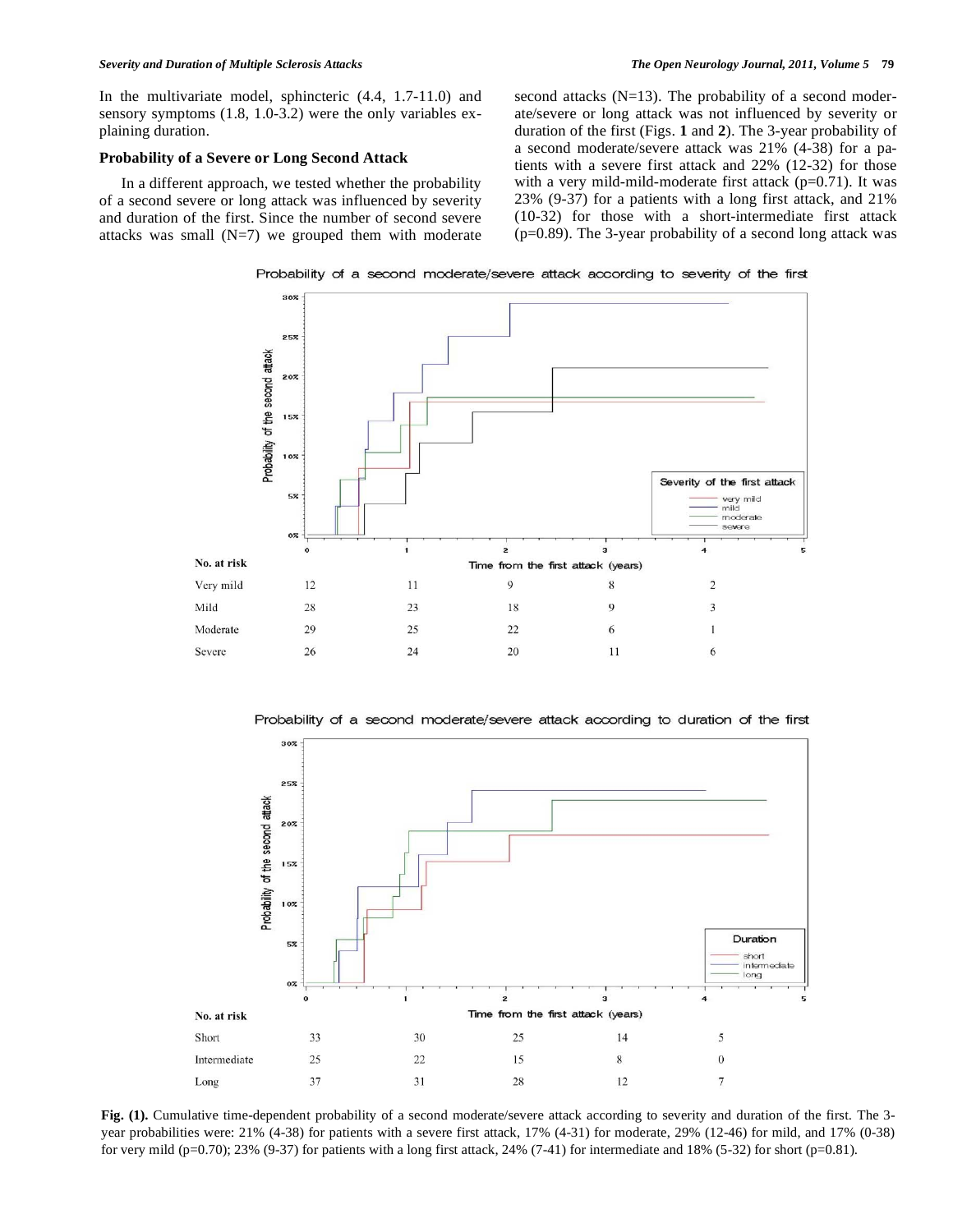In the multivariate model, sphincteric (4.4, 1.7-11.0) and sensory symptoms (1.8, 1.0-3.2) were the only variables explaining duration.

### Probability of a Severe or Long Second Attack

In a different approach, we tested whether the probability of a second severe or long attack was influenced by severity and duration of the first. Since the number of second severe attacks was small (N=7) we grouped them with moderate second attacks (N=13). The probability of a second moderate/severe or long attack was not influenced by severity or duration of the first (Figs. **1** and **2**). The 3-year probability of a second moderate/severe attack was 21% (4-38) for a patients with a severe first attack and 22% (12-32) for those with a very mild-mild-moderate first attack (p=0.71). It was 23% (9-37) for a patients with a long first attack, and 21% (10-32) for those with a short-intermediate first attack (p=0.89). The 3-year probability of a second long attack was

Probability of a second moderate/severe attack according to severity of the first

| No. at risk | 0 | 1 | 2 | 3 | 4 |
|---|---|---|---|---|---|
| Very mild | 12 | 11 | 9 | 8 | 2 |
| Mild | 28 | 23 | 18 | 9 | 3 |
| Moderate | 29 | 25 | 22 | 6 | 1 |
| Severe | 26 | 24 | 20 | 11 | 6 |

Probability of a second moderate/severe attack according to duration of the first

| No. at risk | 0 | 1 | 2 | 3 | 4 |
|---|---|---|---|---|---|
| Short | 33 | 30 | 25 | 14 | 5 |
| Intermediate | 25 | 22 | 15 | 8 | 0 |
| Long | 37 | 31 | 28 | 12 | 7 |

**Fig. (1).** Cumulative time-dependent probability of a second moderate/severe attack according to severity and duration of the first. The 3-year probabilities were: 21% (4-38) for patients with a severe first attack, 17% (4-31) for moderate, 29% (12-46) for mild, and 17% (0-38) for very mild (p=0.70); 23% (9-37) for patients with a long first attack, 24% (7-41) for intermediate and 18% (5-32) for short (p=0.81).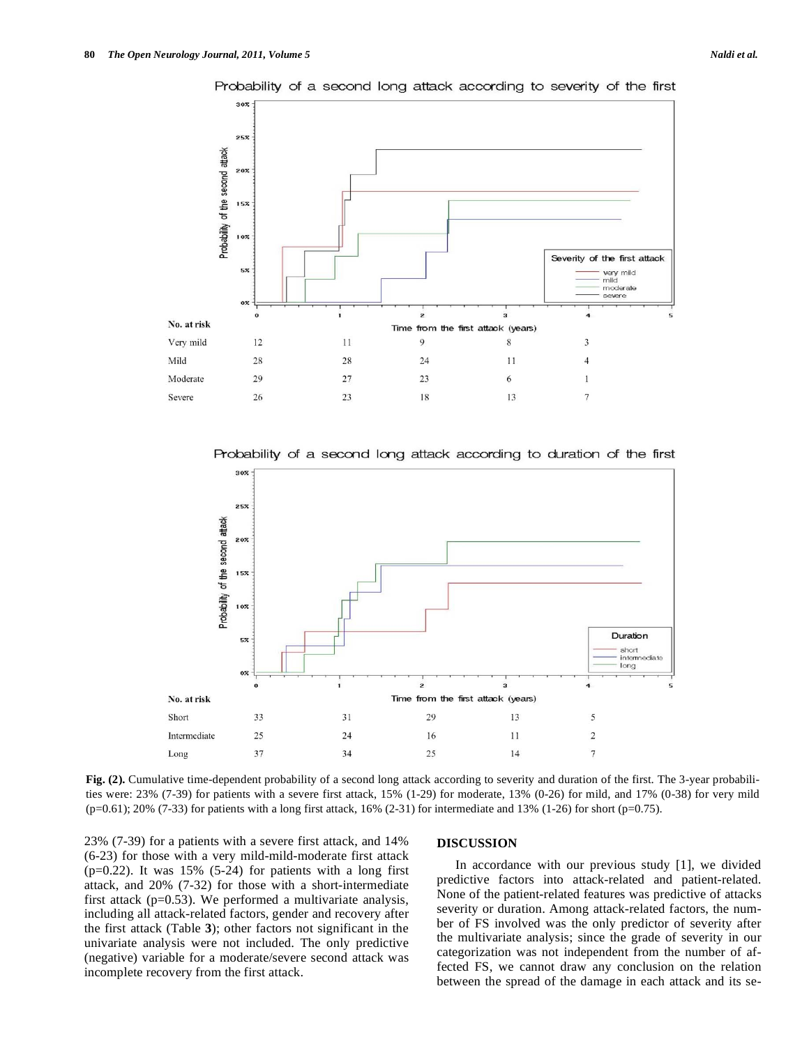Probability of a second long attack according to severity of the first

| No. at risk | 0 | 1 | 2 | 3 | 4 |
|---|---|---|---|---|---|
| Very mild | 12 | 11 | 9 | 8 | 3 |
| Mild | 28 | 28 | 24 | 11 | 4 |
| Moderate | 29 | 27 | 23 | 6 | 1 |
| Severe | 26 | 23 | 18 | 13 | 7 |

Probability of a second long attack according to duration of the first

| No. at risk | 0 | 1 | 2 | 3 | 4 |
|---|---|---|---|---|---|
| Short | 33 | 31 | 29 | 13 | 5 |
| Intermediate | 25 | 24 | 16 | 11 | 2 |
| Long | 37 | 34 | 25 | 14 | 7 |

**Fig. (2).** Cumulative time-dependent probability of a second long attack according to severity and duration of the first. The 3-year probabilities were: 23% (7-39) for patients with a severe first attack, 15% (1-29) for moderate, 13% (0-26) for mild, and 17% (0-38) for very mild (p=0.61); 20% (7-33) for patients with a long first attack, 16% (2-31) for intermediate and 13% (1-26) for short (p=0.75).

23% (7-39) for a patients with a severe first attack, and 14% (6-23) for those with a very mild-mild-moderate first attack (p=0.22). It was 15% (5-24) for patients with a long first attack, and 20% (7-32) for those with a short-intermediate first attack (p=0.53). We performed a multivariate analysis, including all attack-related factors, gender and recovery after the first attack (Table **3**); other factors not significant in the univariate analysis were not included. The only predictive (negative) variable for a moderate/severe second attack was incomplete recovery from the first attack.

## DISCUSSION

In accordance with our previous study [1], we divided predictive factors into attack-related and patient-related. None of the patient-related features was predictive of attacks severity or duration. Among attack-related factors, the number of FS involved was the only predictor of severity after the multivariate analysis; since the grade of severity in our categorization was not independent from the number of affected FS, we cannot draw any conclusion on the relation between the spread of the damage in each attack and its se-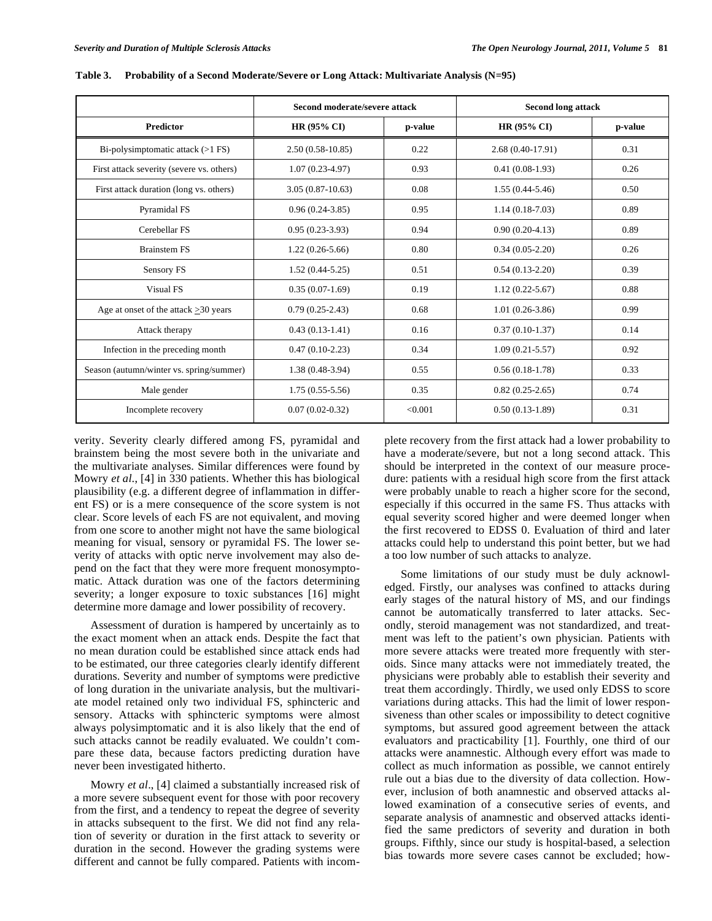**Table 3. Probability of a Second Moderate/Severe or Long Attack: Multivariate Analysis (N=95)**

| | Second moderate/severe attack | | Second long attack | |
|---|---|---|---|---|
| **Predictor** | **HR (95% CI)** | **p-value** | **HR (95% CI)** | **p-value** |
| Bi-polysimptomatic attack (>1 FS) | 2.50 (0.58-10.85) | 0.22 | 2.68 (0.40-17.91) | 0.31 |
| First attack severity (severe vs. others) | 1.07 (0.23-4.97) | 0.93 | 0.41 (0.08-1.93) | 0.26 |
| First attack duration (long vs. others) | 3.05 (0.87-10.63) | 0.08 | 1.55 (0.44-5.46) | 0.50 |
| Pyramidal FS | 0.96 (0.24-3.85) | 0.95 | 1.14 (0.18-7.03) | 0.89 |
| Cerebellar FS | 0.95 (0.23-3.93) | 0.94 | 0.90 (0.20-4.13) | 0.89 |
| Brainstem FS | 1.22 (0.26-5.66) | 0.80 | 0.34 (0.05-2.20) | 0.26 |
| Sensory FS | 1.52 (0.44-5.25) | 0.51 | 0.54 (0.13-2.20) | 0.39 |
| Visual FS | 0.35 (0.07-1.69) | 0.19 | 1.12 (0.22-5.67) | 0.88 |
| Age at onset of the attack ≥30 years | 0.79 (0.25-2.43) | 0.68 | 1.01 (0.26-3.86) | 0.99 |
| Attack therapy | 0.43 (0.13-1.41) | 0.16 | 0.37 (0.10-1.37) | 0.14 |
| Infection in the preceding month | 0.47 (0.10-2.23) | 0.34 | 1.09 (0.21-5.57) | 0.92 |
| Season (autumn/winter vs. spring/summer) | 1.38 (0.48-3.94) | 0.55 | 0.56 (0.18-1.78) | 0.33 |
| Male gender | 1.75 (0.55-5.56) | 0.35 | 0.82 (0.25-2.65) | 0.74 |
| Incomplete recovery | 0.07 (0.02-0.32) | <0.001 | 0.50 (0.13-1.89) | 0.31 |

verity. Severity clearly differed among FS, pyramidal and brainstem being the most severe both in the univariate and the multivariate analyses. Similar differences were found by Mowry *et al.*, [4] in 330 patients. Whether this has biological plausibility (e.g. a different degree of inflammation in different FS) or is a mere consequence of the score system is not clear. Score levels of each FS are not equivalent, and moving from one score to another might not have the same biological meaning for visual, sensory or pyramidal FS. The lower severity of attacks with optic nerve involvement may also depend on the fact that they were more frequent monosymptomatic. Attack duration was one of the factors determining severity; a longer exposure to toxic substances [16] might determine more damage and lower possibility of recovery.

Assessment of duration is hampered by uncertainly as to the exact moment when an attack ends. Despite the fact that no mean duration could be established since attack ends had to be estimated, our three categories clearly identify different durations. Severity and number of symptoms were predictive of long duration in the univariate analysis, but the multivariate model retained only two individual FS, sphincteric and sensory. Attacks with sphincteric symptoms were almost always polysimptomatic and it is also likely that the end of such attacks cannot be readily evaluated. We couldn't compare these data, because factors predicting duration have never been investigated hitherto.

Mowry *et al*., [4] claimed a substantially increased risk of a more severe subsequent event for those with poor recovery from the first, and a tendency to repeat the degree of severity in attacks subsequent to the first. We did not find any relation of severity or duration in the first attack to severity or duration in the second. However the grading systems were different and cannot be fully compared. Patients with incomplete recovery from the first attack had a lower probability to have a moderate/severe, but not a long second attack. This should be interpreted in the context of our measure procedure: patients with a residual high score from the first attack were probably unable to reach a higher score for the second, especially if this occurred in the same FS. Thus attacks with equal severity scored higher and were deemed longer when the first recovered to EDSS 0. Evaluation of third and later attacks could help to understand this point better, but we had a too low number of such attacks to analyze.

Some limitations of our study must be duly acknowledged. Firstly, our analyses was confined to attacks during early stages of the natural history of MS, and our findings cannot be automatically transferred to later attacks. Secondly, steroid management was not standardized, and treatment was left to the patient's own physician. Patients with more severe attacks were treated more frequently with steroids. Since many attacks were not immediately treated, the physicians were probably able to establish their severity and treat them accordingly. Thirdly, we used only EDSS to score variations during attacks. This had the limit of lower responsiveness than other scales or impossibility to detect cognitive symptoms, but assured good agreement between the attack evaluators and practicability [1]. Fourthly, one third of our attacks were anamnestic. Although every effort was made to collect as much information as possible, we cannot entirely rule out a bias due to the diversity of data collection. However, inclusion of both anamnestic and observed attacks allowed examination of a consecutive series of events, and separate analysis of anamnestic and observed attacks identified the same predictors of severity and duration in both groups. Fifthly, since our study is hospital-based, a selection bias towards more severe cases cannot be excluded; how-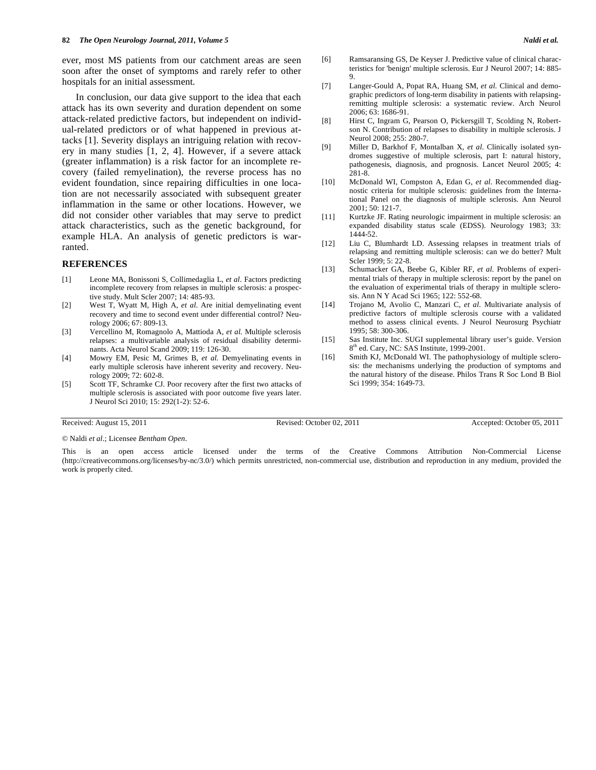ever, most MS patients from our catchment areas are seen soon after the onset of symptoms and rarely refer to other hospitals for an initial assessment.

In conclusion, our data give support to the idea that each attack has its own severity and duration dependent on some attack-related predictive factors, but independent on individual-related predictors or of what happened in previous attacks [1]. Severity displays an intriguing relation with recovery in many studies [1, 2, 4]. However, if a severe attack (greater inflammation) is a risk factor for an incomplete recovery (failed remyelination), the reverse process has no evident foundation, since repairing difficulties in one location are not necessarily associated with subsequent greater inflammation in the same or other locations. However, we did not consider other variables that may serve to predict attack characteristics, such as the genetic background, for example HLA. An analysis of genetic predictors is warranted.

## REFERENCES

[1] Leone MA, Bonissoni S, Collimedaglia L, *et al*. Factors predicting incomplete recovery from relapses in multiple sclerosis: a prospective study. Mult Scler 2007; 14: 485-93.

[2] West T, Wyatt M, High A, *et al.* Are initial demyelinating event recovery and time to second event under differential control? Neurology 2006; 67: 809-13.

[3] Vercellino M, Romagnolo A, Mattioda A, *et al.* Multiple sclerosis relapses: a multivariable analysis of residual disability determinants. Acta Neurol Scand 2009; 119: 126-30.

[4] Mowry EM, Pesic M, Grimes B, *et al.* Demyelinating events in early multiple sclerosis have inherent severity and recovery. Neurology 2009; 72: 602-8.

[5] Scott TF, Schramke CJ. Poor recovery after the first two attacks of multiple sclerosis is associated with poor outcome five years later. J Neurol Sci 2010; 15: 292(1-2): 52-6.

[6] Ramsaransing GS, De Keyser J. Predictive value of clinical characteristics for 'benign' multiple sclerosis. Eur J Neurol 2007; 14: 885-9.

[7] Langer-Gould A, Popat RA, Huang SM, *et al*. Clinical and demographic predictors of long-term disability in patients with relapsing-remitting multiple sclerosis: a systematic review. Arch Neurol 2006; 63: 1686-91.

[8] Hirst C, Ingram G, Pearson O, Pickersgill T, Scolding N, Robertson N. Contribution of relapses to disability in multiple sclerosis. J Neurol 2008; 255: 280-7.

[9] Miller D, Barkhof F, Montalban X, *et al.* Clinically isolated syndromes suggestive of multiple sclerosis, part I: natural history, pathogenesis, diagnosis, and prognosis. Lancet Neurol 2005; 4: 281-8.

[10] McDonald WI, Compston A, Edan G, *et al*. Recommended diagnostic criteria for multiple sclerosis: guidelines from the International Panel on the diagnosis of multiple sclerosis. Ann Neurol 2001; 50: 121-7.

[11] Kurtzke JF. Rating neurologic impairment in multiple sclerosis: an expanded disability status scale (EDSS). Neurology 1983; 33: 1444-52.

[12] Liu C, Blumhardt LD. Assessing relapses in treatment trials of relapsing and remitting multiple sclerosis: can we do better? Mult Scler 1999; 5: 22-8.

[13] Schumacker GA, Beebe G, Kibler RF, *et al.* Problems of experimental trials of therapy in multiple sclerosis: report by the panel on the evaluation of experimental trials of therapy in multiple sclerosis. Ann N Y Acad Sci 1965; 122: 552-68.

[14] Trojano M, Avolio C, Manzari C, *et al*. Multivariate analysis of predictive factors of multiple sclerosis course with a validated method to assess clinical events. J Neurol Neurosurg Psychiatr 1995; 58: 300-306.

[15] Sas Institute Inc. SUGI supplemental library user's guide. Version 8th ed. Cary, NC: SAS Institute, 1999-2001.

[16] Smith KJ, McDonald WI. The pathophysiology of multiple sclerosis: the mechanisms underlying the production of symptoms and the natural history of the disease. Philos Trans R Soc Lond B Biol Sci 1999; 354: 1649-73.

Received: August 15, 2011 Revised: October 02, 2011 Accepted: October 05, 2011

© Naldi *et al*.; Licensee *Bentham Open*.

This is an open access article licensed under the terms of the Creative Commons Attribution Non-Commercial License (http://creativecommons.org/licenses/by-nc/3.0/) which permits unrestricted, non-commercial use, distribution and reproduction in any medium, provided the work is properly cited.